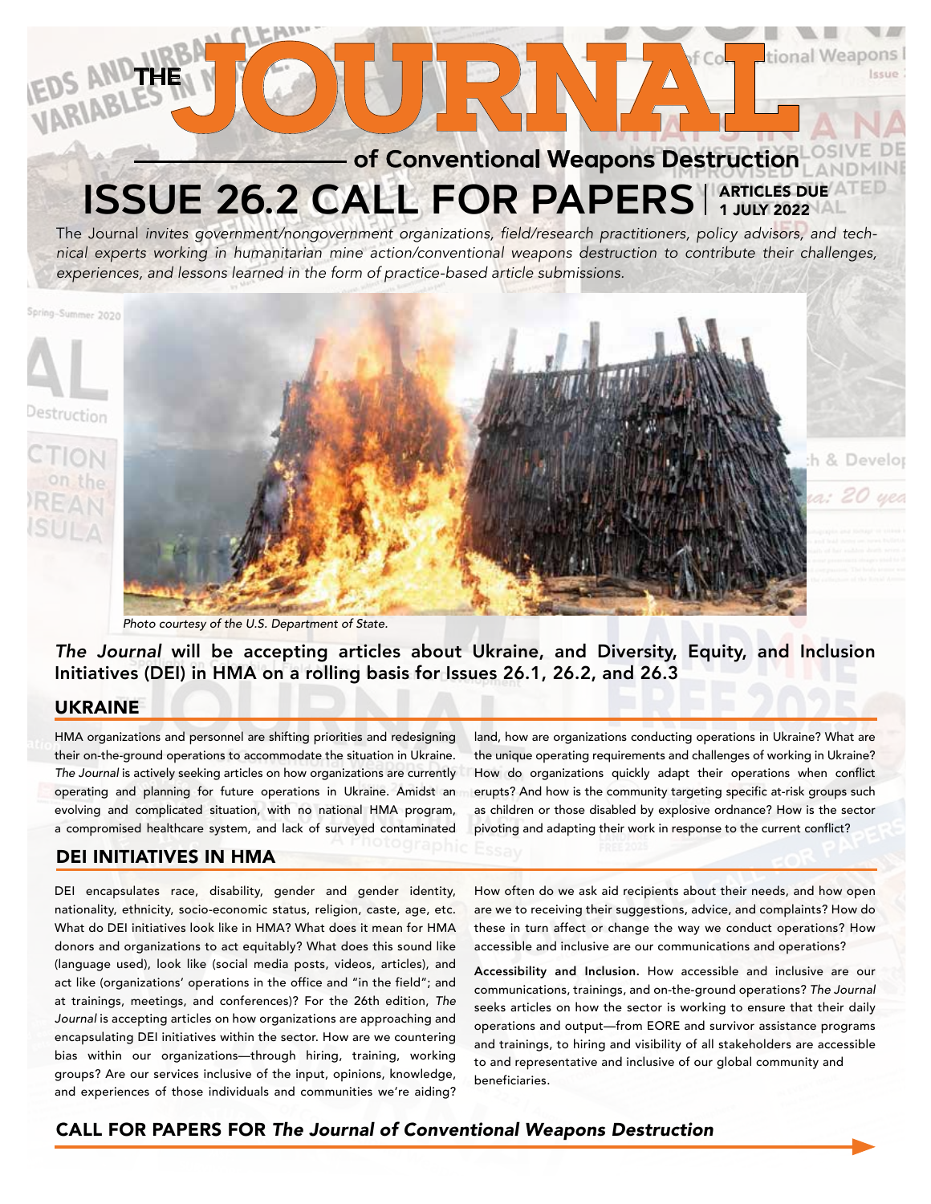# THE JOURNAL

## of Conventional Weapons Destruction

# ISSUE 26.2 CALL FOR PAPERS | ARTICLES DUE 1 JULY 2022

The Journal *invites government/nongovernment organizations, field/research practitioners, policy advisors, and technical experts working in humanitarian mine action/conventional weapons destruction to contribute their challenges, experiences, and lessons learned in the form of practice-based article submissions.*

*Photo courtesy of the U.S. Department of State.*

***The Journal*** **will be accepting articles about Ukraine, and Diversity, Equity, and Inclusion Initiatives (DEI) in HMA on a rolling basis for Issues 26.1, 26.2, and 26.3**

## UKRAINE

HMA organizations and personnel are shifting priorities and redesigning their on-the-ground operations to accommodate the situation in Ukraine. *The Journal* is actively seeking articles on how organizations are currently operating and planning for future operations in Ukraine. Amidst an evolving and complicated situation, with no national HMA program, a compromised healthcare system, and lack of surveyed contaminated land, how are organizations conducting operations in Ukraine? What are the unique operating requirements and challenges of working in Ukraine? How do organizations quickly adapt their operations when conflict erupts? And how is the community targeting specific at-risk groups such as children or those disabled by explosive ordnance? How is the sector pivoting and adapting their work in response to the current conflict?

## DEI INITIATIVES IN HMA

DEI encapsulates race, disability, gender and gender identity, nationality, ethnicity, socio-economic status, religion, caste, age, etc. What do DEI initiatives look like in HMA? What does it mean for HMA donors and organizations to act equitably? What does this sound like (language used), look like (social media posts, videos, articles), and act like (organizations' operations in the office and "in the field"; and at trainings, meetings, and conferences)? For the 26th edition, *The Journal* is accepting articles on how organizations are approaching and encapsulating DEI initiatives within the sector. How are we countering bias within our organizations—through hiring, training, working groups? Are our services inclusive of the input, opinions, knowledge, and experiences of those individuals and communities we're aiding? How often do we ask aid recipients about their needs, and how open are we to receiving their suggestions, advice, and complaints? How do these in turn affect or change the way we conduct operations? How accessible and inclusive are our communications and operations?

**Accessibility and Inclusion.** How accessible and inclusive are our communications, trainings, and on-the-ground operations? *The Journal* seeks articles on how the sector is working to ensure that their daily operations and output—from EORE and survivor assistance programs and trainings, to hiring and visibility of all stakeholders are accessible to and representative and inclusive of our global community and beneficiaries.

## CALL FOR PAPERS FOR *The Journal of Conventional Weapons Destruction*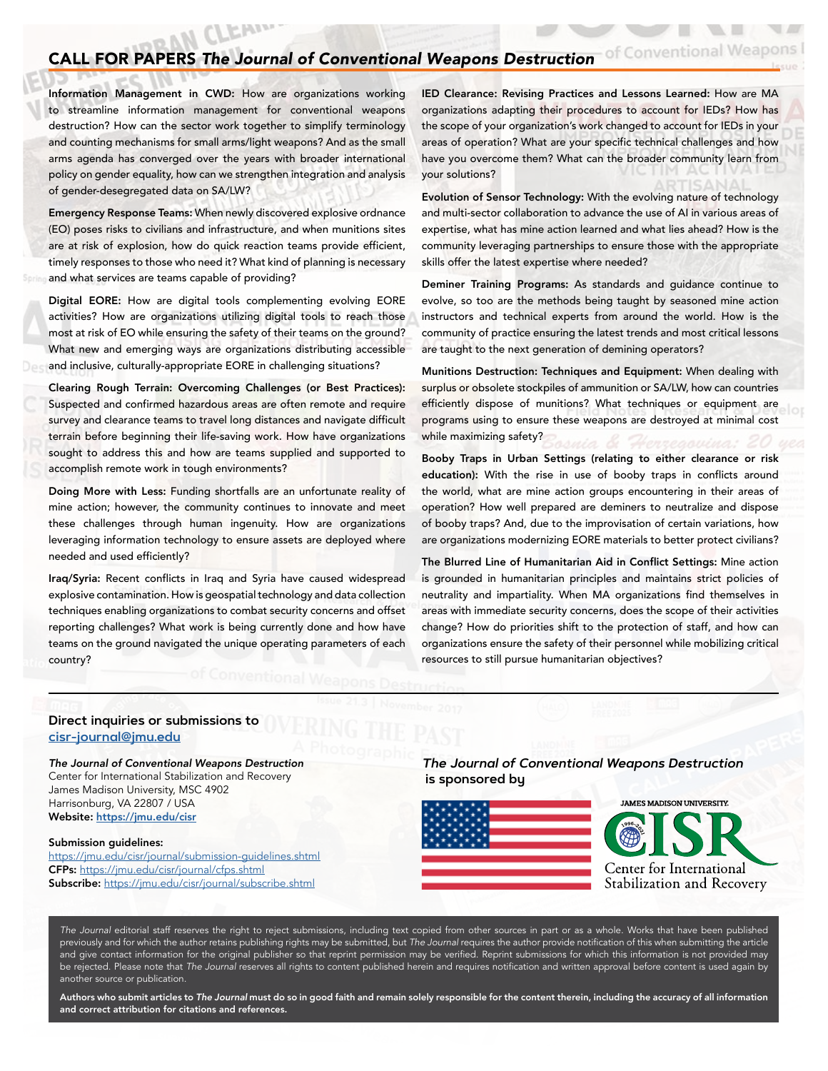## CALL FOR PAPERS *The Journal of Conventional Weapons Destruction*

**Information Management in CWD:** How are organizations working to streamline information management for conventional weapons destruction? How can the sector work together to simplify terminology and counting mechanisms for small arms/light weapons? And as the small arms agenda has converged over the years with broader international policy on gender equality, how can we strengthen integration and analysis of gender-desegregated data on SA/LW?

**Emergency Response Teams:** When newly discovered explosive ordnance (EO) poses risks to civilians and infrastructure, and when munitions sites are at risk of explosion, how do quick reaction teams provide efficient, timely responses to those who need it? What kind of planning is necessary and what services are teams capable of providing?

**Digital EORE:** How are digital tools complementing evolving EORE activities? How are organizations utilizing digital tools to reach those most at risk of EO while ensuring the safety of their teams on the ground? What new and emerging ways are organizations distributing accessible and inclusive, culturally-appropriate EORE in challenging situations?

**Clearing Rough Terrain: Overcoming Challenges (or Best Practices):** Suspected and confirmed hazardous areas are often remote and require survey and clearance teams to travel long distances and navigate difficult terrain before beginning their life-saving work. How have organizations sought to address this and how are teams supplied and supported to accomplish remote work in tough environments?

**Doing More with Less:** Funding shortfalls are an unfortunate reality of mine action; however, the community continues to innovate and meet these challenges through human ingenuity. How are organizations leveraging information technology to ensure assets are deployed where needed and used efficiently?

**Iraq/Syria:** Recent conflicts in Iraq and Syria have caused widespread explosive contamination. How is geospatial technology and data collection techniques enabling organizations to combat security concerns and offset reporting challenges? What work is being currently done and how have teams on the ground navigated the unique operating parameters of each country?

**IED Clearance: Revising Practices and Lessons Learned:** How are MA organizations adapting their procedures to account for IEDs? How has the scope of your organization's work changed to account for IEDs in your areas of operation? What are your specific technical challenges and how have you overcome them? What can the broader community learn from your solutions?

**Evolution of Sensor Technology:** With the evolving nature of technology and multi-sector collaboration to advance the use of AI in various areas of expertise, what has mine action learned and what lies ahead? How is the community leveraging partnerships to ensure those with the appropriate skills offer the latest expertise where needed?

**Deminer Training Programs:** As standards and guidance continue to evolve, so too are the methods being taught by seasoned mine action instructors and technical experts from around the world. How is the community of practice ensuring the latest trends and most critical lessons are taught to the next generation of demining operators?

**Munitions Destruction: Techniques and Equipment:** When dealing with surplus or obsolete stockpiles of ammunition or SA/LW, how can countries efficiently dispose of munitions? What techniques or equipment are programs using to ensure these weapons are destroyed at minimal cost while maximizing safety?

**Booby Traps in Urban Settings (relating to either clearance or risk education):** With the rise in use of booby traps in conflicts around the world, what are mine action groups encountering in their areas of operation? How well prepared are deminers to neutralize and dispose of booby traps? And, due to the improvisation of certain variations, how are organizations modernizing EORE materials to better protect civilians?

**The Blurred Line of Humanitarian Aid in Conflict Settings:** Mine action is grounded in humanitarian principles and maintains strict policies of neutrality and impartiality. When MA organizations find themselves in areas with immediate security concerns, does the scope of their activities change? How do priorities shift to the protection of staff, and how can organizations ensure the safety of their personnel while mobilizing critical resources to still pursue humanitarian objectives?

---

**Direct inquiries or submissions to**
**cisr-journal@jmu.edu**

*The Journal of Conventional Weapons Destruction*
Center for International Stabilization and Recovery
James Madison University, MSC 4902
Harrisonburg, VA 22807 / USA
**Website:** https://jmu.edu/cisr

**Submission guidelines:**
https://jmu.edu/cisr/journal/submission-guidelines.shtml
**CFPs:** https://jmu.edu/cisr/journal/cfps.shtml
**Subscribe:** https://jmu.edu/cisr/journal/subscribe.shtml

*The Journal of Conventional Weapons Destruction* is sponsored by

JAMES MADISON UNIVERSITY.
CISR
Center for International Stabilization and Recovery

*The Journal* editorial staff reserves the right to reject submissions, including text copied from other sources in part or as a whole. Works that have been published previously and for which the author retains publishing rights may be submitted, but *The Journal* requires the author provide notification of this when submitting the article and give contact information for the original publisher so that reprint permission may be verified. Reprint submissions for which this information is not provided may be rejected. Please note that *The Journal* reserves all rights to content published herein and requires notification and written approval before content is used again by another source or publication.

**Authors who submit articles to *The Journal* must do so in good faith and remain solely responsible for the content therein, including the accuracy of all information and correct attribution for citations and references.**